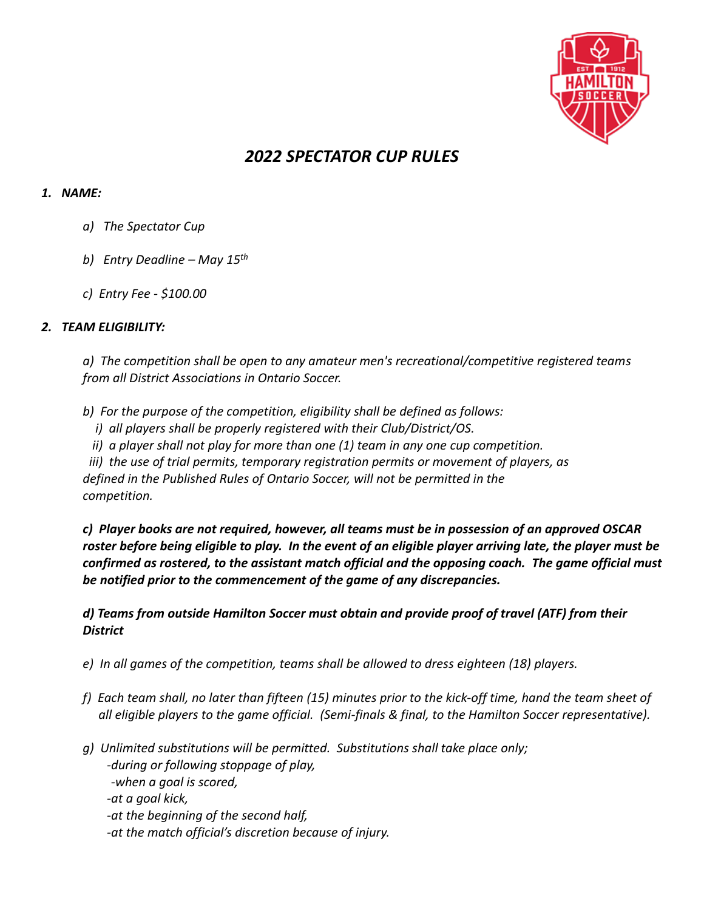# *2022 SPECTATOR CUP RULES*

## *1. NAME:*

*a) The Spectator Cup*

*b) Entry Deadline – May 15th*

*c) Entry Fee - $100.00*

## *2. TEAM ELIGIBILITY:*

*a) The competition shall be open to any amateur men's recreational/competitive registered teams from all District Associations in Ontario Soccer.*

*b) For the purpose of the competition, eligibility shall be defined as follows:*
*i) all players shall be properly registered with their Club/District/OS.*
*ii) a player shall not play for more than one (1) team in any one cup competition.*
*iii) the use of trial permits, temporary registration permits or movement of players, as defined in the Published Rules of Ontario Soccer, will not be permitted in the competition.*

***c) Player books are not required, however, all teams must be in possession of an approved OSCAR roster before being eligible to play. In the event of an eligible player arriving late, the player must be confirmed as rostered, to the assistant match official and the opposing coach. The game official must be notified prior to the commencement of the game of any discrepancies.***

***d) Teams from outside Hamilton Soccer must obtain and provide proof of travel (ATF) from their District***

*e) In all games of the competition, teams shall be allowed to dress eighteen (18) players.*

*f) Each team shall, no later than fifteen (15) minutes prior to the kick-off time, hand the team sheet of all eligible players to the game official. (Semi-finals & final, to the Hamilton Soccer representative).*

*g) Unlimited substitutions will be permitted. Substitutions shall take place only;*
*-during or following stoppage of play,*
*-when a goal is scored,*
*-at a goal kick,*
*-at the beginning of the second half,*
*-at the match official's discretion because of injury.*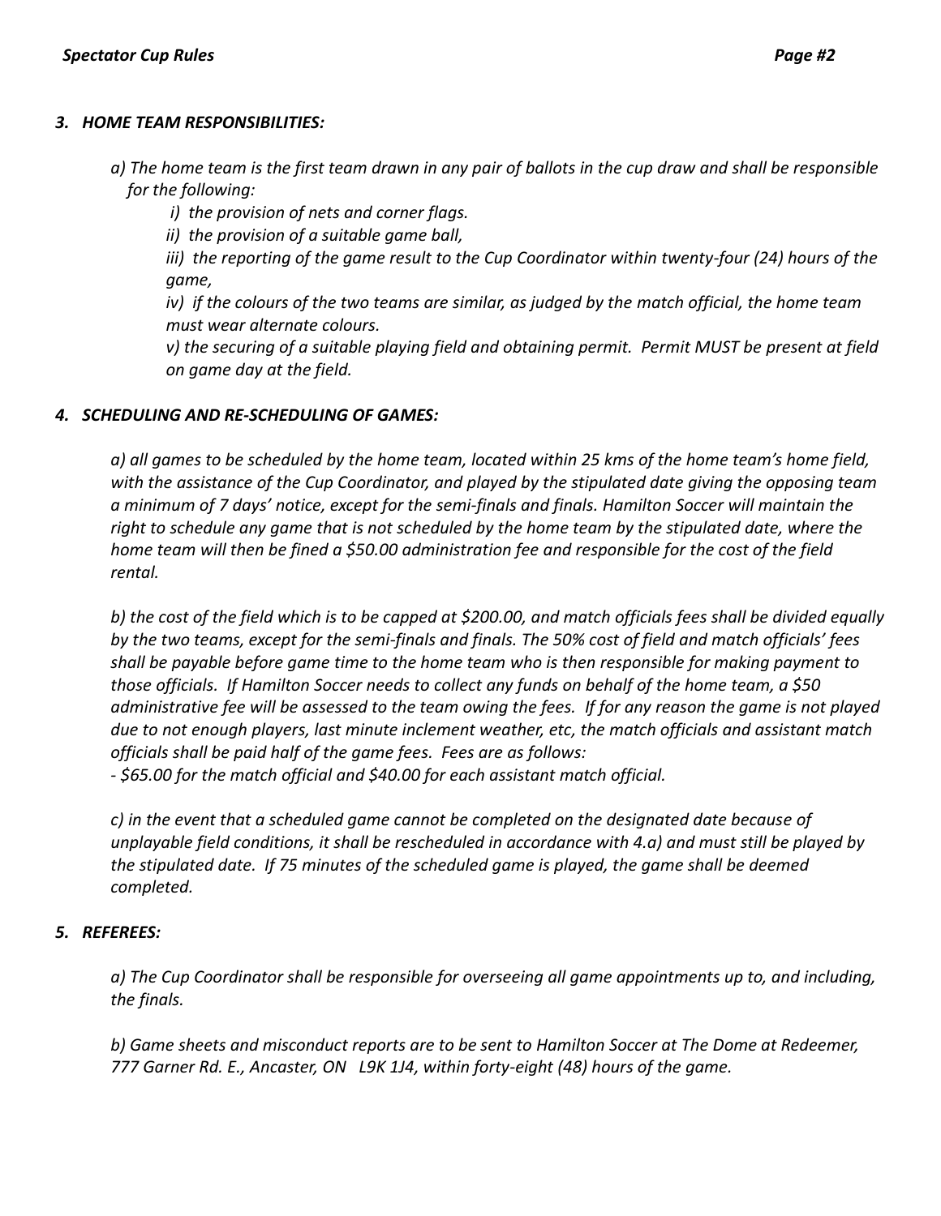### *3. HOME TEAM RESPONSIBILITIES:*

*a) The home team is the first team drawn in any pair of ballots in the cup draw and shall be responsible for the following:*

*i) the provision of nets and corner flags.*

*ii) the provision of a suitable game ball,*

*iii) the reporting of the game result to the Cup Coordinator within twenty-four (24) hours of the game,*

*iv) if the colours of the two teams are similar, as judged by the match official, the home team must wear alternate colours.*

*v) the securing of a suitable playing field and obtaining permit. Permit MUST be present at field on game day at the field.*

### *4. SCHEDULING AND RE-SCHEDULING OF GAMES:*

*a) all games to be scheduled by the home team, located within 25 kms of the home team's home field, with the assistance of the Cup Coordinator, and played by the stipulated date giving the opposing team a minimum of 7 days' notice, except for the semi-finals and finals. Hamilton Soccer will maintain the right to schedule any game that is not scheduled by the home team by the stipulated date, where the home team will then be fined a $50.00 administration fee and responsible for the cost of the field rental.*

*b) the cost of the field which is to be capped at $200.00, and match officials fees shall be divided equally by the two teams, except for the semi-finals and finals. The 50% cost of field and match officials' fees shall be payable before game time to the home team who is then responsible for making payment to those officials. If Hamilton Soccer needs to collect any funds on behalf of the home team, a $50 administrative fee will be assessed to the team owing the fees. If for any reason the game is not played due to not enough players, last minute inclement weather, etc, the match officials and assistant match officials shall be paid half of the game fees. Fees are as follows:*

*- $65.00 for the match official and $40.00 for each assistant match official.*

*c) in the event that a scheduled game cannot be completed on the designated date because of unplayable field conditions, it shall be rescheduled in accordance with 4.a) and must still be played by the stipulated date. If 75 minutes of the scheduled game is played, the game shall be deemed completed.*

### *5. REFEREES:*

*a) The Cup Coordinator shall be responsible for overseeing all game appointments up to, and including, the finals.*

*b) Game sheets and misconduct reports are to be sent to Hamilton Soccer at The Dome at Redeemer, 777 Garner Rd. E., Ancaster, ON L9K 1J4, within forty-eight (48) hours of the game.*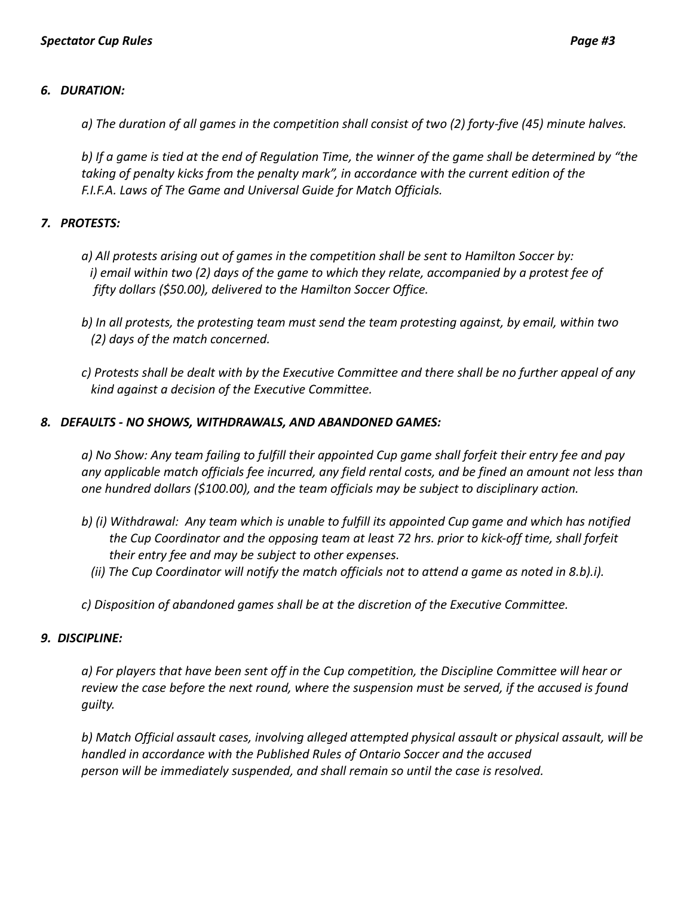### *6. DURATION:*

*a) The duration of all games in the competition shall consist of two (2) forty-five (45) minute halves.*

*b) If a game is tied at the end of Regulation Time, the winner of the game shall be determined by "the taking of penalty kicks from the penalty mark", in accordance with the current edition of the F.I.F.A. Laws of The Game and Universal Guide for Match Officials.*

### *7. PROTESTS:*

*a) All protests arising out of games in the competition shall be sent to Hamilton Soccer by:*
*i) email within two (2) days of the game to which they relate, accompanied by a protest fee of fifty dollars ($50.00), delivered to the Hamilton Soccer Office.*

*b) In all protests, the protesting team must send the team protesting against, by email, within two (2) days of the match concerned.*

*c) Protests shall be dealt with by the Executive Committee and there shall be no further appeal of any kind against a decision of the Executive Committee.*

### *8. DEFAULTS - NO SHOWS, WITHDRAWALS, AND ABANDONED GAMES:*

*a) No Show: Any team failing to fulfill their appointed Cup game shall forfeit their entry fee and pay any applicable match officials fee incurred, any field rental costs, and be fined an amount not less than one hundred dollars ($100.00), and the team officials may be subject to disciplinary action.*

*b) (i) Withdrawal: Any team which is unable to fulfill its appointed Cup game and which has notified the Cup Coordinator and the opposing team at least 72 hrs. prior to kick-off time, shall forfeit their entry fee and may be subject to other expenses.*
*(ii) The Cup Coordinator will notify the match officials not to attend a game as noted in 8.b).i).*

*c) Disposition of abandoned games shall be at the discretion of the Executive Committee.*

### *9. DISCIPLINE:*

*a) For players that have been sent off in the Cup competition, the Discipline Committee will hear or review the case before the next round, where the suspension must be served, if the accused is found guilty.*

*b) Match Official assault cases, involving alleged attempted physical assault or physical assault, will be handled in accordance with the Published Rules of Ontario Soccer and the accused person will be immediately suspended, and shall remain so until the case is resolved.*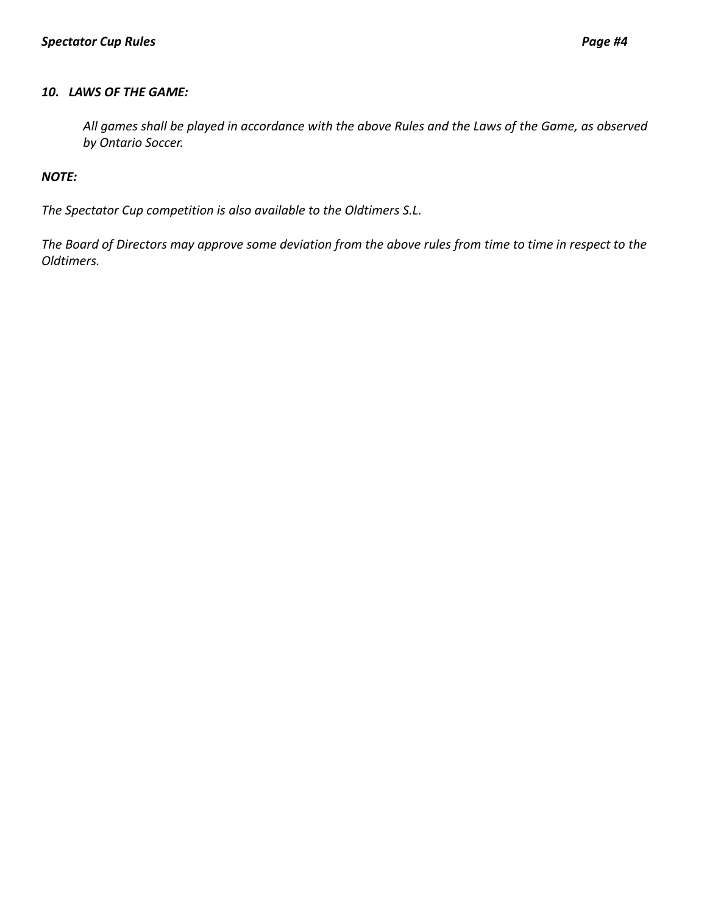### *10. LAWS OF THE GAME:*

*All games shall be played in accordance with the above Rules and the Laws of the Game, as observed by Ontario Soccer.*

***NOTE:***

*The Spectator Cup competition is also available to the Oldtimers S.L.*

*The Board of Directors may approve some deviation from the above rules from time to time in respect to the Oldtimers.*